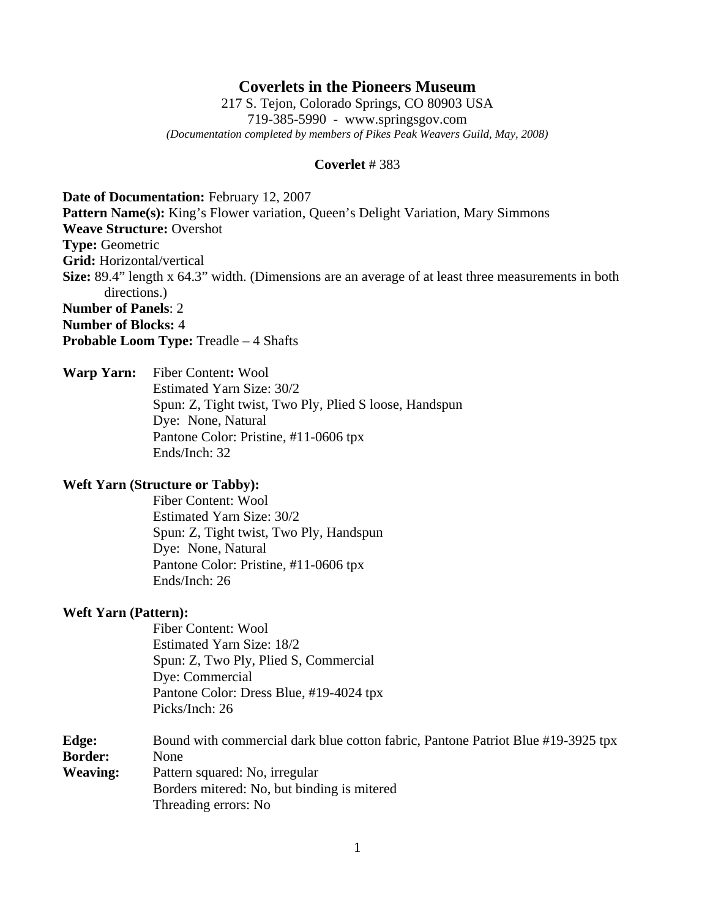# Coverlets in the Pioneers Museum

217 S. Tejon, Colorado Springs, CO 80903 USA
719-385-5990 - www.springsgov.com
*(Documentation completed by members of Pikes Peak Weavers Guild, May, 2008)*

## **Coverlet** # 383

**Date of Documentation:** February 12, 2007
**Pattern Name(s):** King's Flower variation, Queen's Delight Variation, Mary Simmons
**Weave Structure:** Overshot
**Type:** Geometric
**Grid:** Horizontal/vertical
**Size:** 89.4" length x 64.3" width. (Dimensions are an average of at least three measurements in both directions.)
**Number of Panels**: 2
**Number of Blocks:** 4
**Probable Loom Type:** Treadle – 4 Shafts

**Warp Yarn:**
Fiber Content**:** Wool
Estimated Yarn Size: 30/2
Spun: Z, Tight twist, Two Ply, Plied S loose, Handspun
Dye: None, Natural
Pantone Color: Pristine, #11-0606 tpx
Ends/Inch: 32

**Weft Yarn (Structure or Tabby):**
Fiber Content: Wool
Estimated Yarn Size: 30/2
Spun: Z, Tight twist, Two Ply, Handspun
Dye: None, Natural
Pantone Color: Pristine, #11-0606 tpx
Ends/Inch: 26

**Weft Yarn (Pattern):**
Fiber Content: Wool
Estimated Yarn Size: 18/2
Spun: Z, Two Ply, Plied S, Commercial
Dye: Commercial
Pantone Color: Dress Blue, #19-4024 tpx
Picks/Inch: 26

**Edge:** Bound with commercial dark blue cotton fabric, Pantone Patriot Blue #19-3925 tpx
**Border:** None
**Weaving:**
Pattern squared: No, irregular
Borders mitered: No, but binding is mitered
Threading errors: No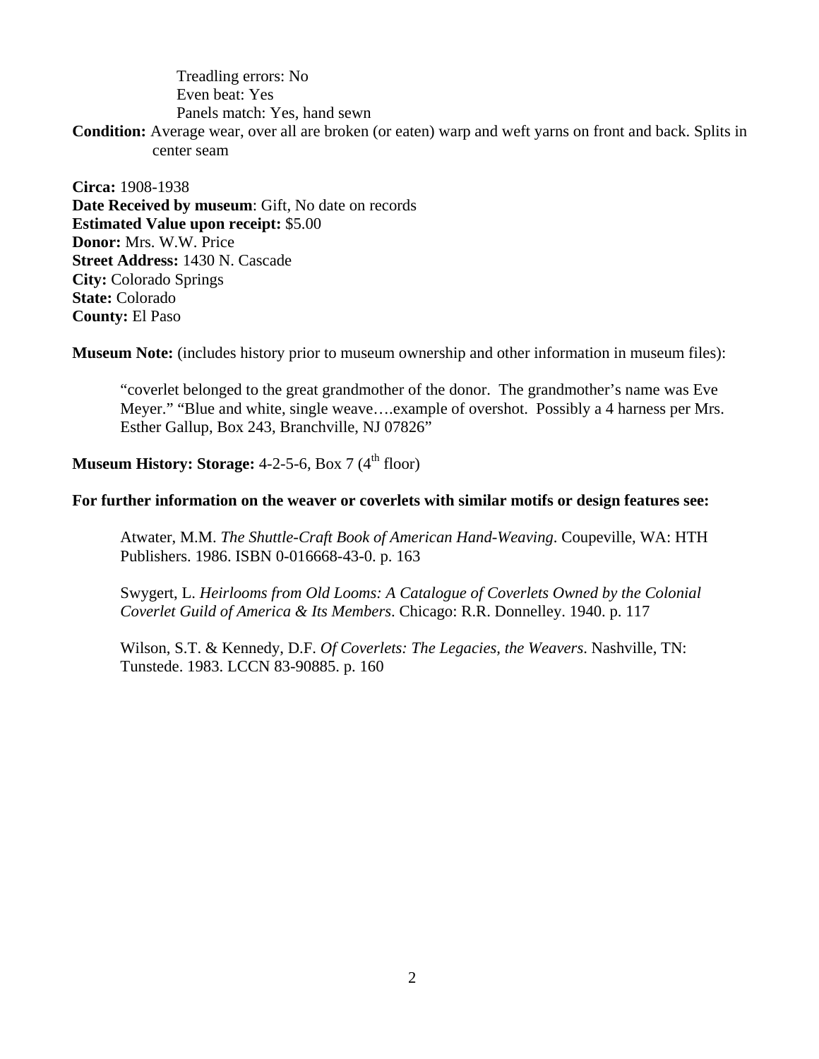Treadling errors: No
Even beat: Yes
Panels match: Yes, hand sewn

**Condition:** Average wear, over all are broken (or eaten) warp and weft yarns on front and back. Splits in center seam

**Circa:** 1908-1938
**Date Received by museum**: Gift, No date on records
**Estimated Value upon receipt:** $5.00
**Donor:** Mrs. W.W. Price
**Street Address:** 1430 N. Cascade
**City:** Colorado Springs
**State:** Colorado
**County:** El Paso

**Museum Note:** (includes history prior to museum ownership and other information in museum files):

> "coverlet belonged to the great grandmother of the donor. The grandmother's name was Eve Meyer." "Blue and white, single weave….example of overshot. Possibly a 4 harness per Mrs. Esther Gallup, Box 243, Branchville, NJ 07826"

**Museum History: Storage:** 4-2-5-6, Box 7 (4th floor)

**For further information on the weaver or coverlets with similar motifs or design features see:**

Atwater, M.M. *The Shuttle-Craft Book of American Hand-Weaving*. Coupeville, WA: HTH Publishers. 1986. ISBN 0-016668-43-0. p. 163

Swygert, L. *Heirlooms from Old Looms: A Catalogue of Coverlets Owned by the Colonial Coverlet Guild of America & Its Members*. Chicago: R.R. Donnelley. 1940. p. 117

Wilson, S.T. & Kennedy, D.F. *Of Coverlets: The Legacies, the Weavers*. Nashville, TN: Tunstede. 1983. LCCN 83-90885. p. 160